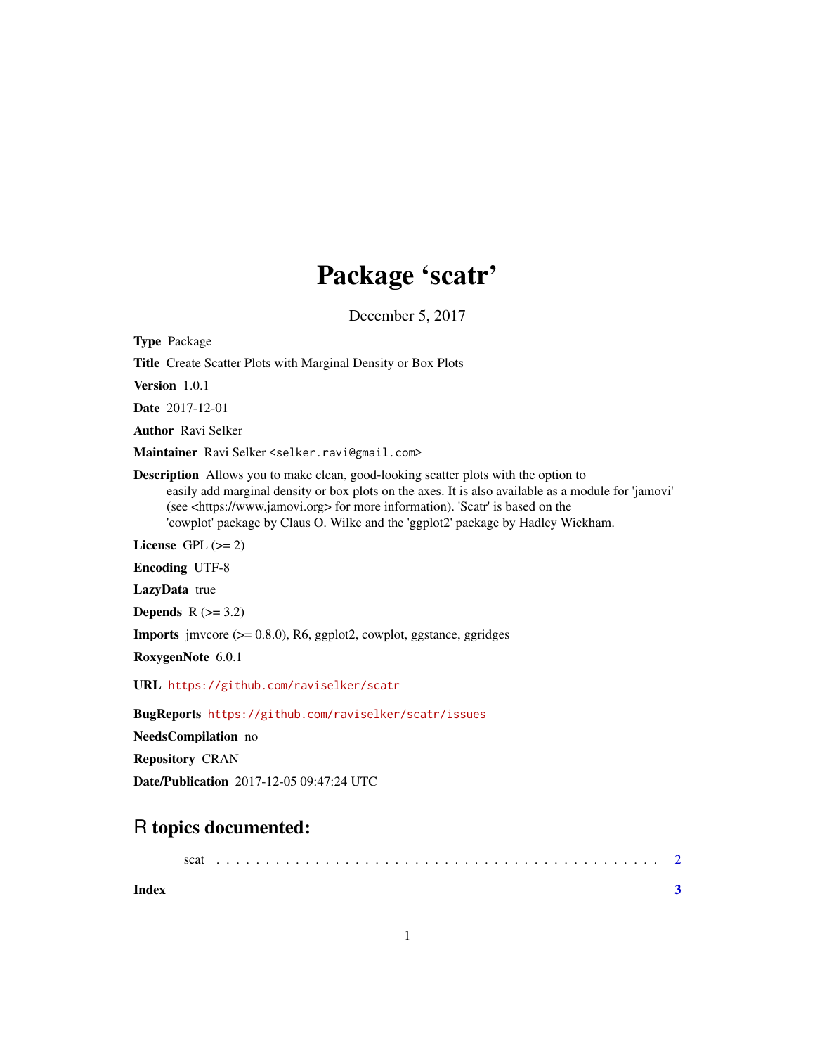# Package 'scatr'

December 5, 2017

**Type** Package

**Title** Create Scatter Plots with Marginal Density or Box Plots

**Version** 1.0.1

**Date** 2017-12-01

**Author** Ravi Selker

**Maintainer** Ravi Selker <selker.ravi@gmail.com>

**Description** Allows you to make clean, good-looking scatter plots with the option to easily add marginal density or box plots on the axes. It is also available as a module for 'jamovi' (see <https://www.jamovi.org> for more information). 'Scatr' is based on the 'cowplot' package by Claus O. Wilke and the 'ggplot2' package by Hadley Wickham.

**License** GPL (>= 2)

**Encoding** UTF-8

**LazyData** true

**Depends** R (>= 3.2)

**Imports** jmvcore (>= 0.8.0), R6, ggplot2, cowplot, ggstance, ggridges

**RoxygenNote** 6.0.1

**URL** https://github.com/raviselker/scatr

**BugReports** https://github.com/raviselker/scatr/issues

**NeedsCompilation** no

**Repository** CRAN

**Date/Publication** 2017-12-05 09:47:24 UTC

## R topics documented:

scat . . . . . . . . . . . . . . . . . . . . . . . . . . . . . . . . . . . . . . . . . . 2

**Index** **3**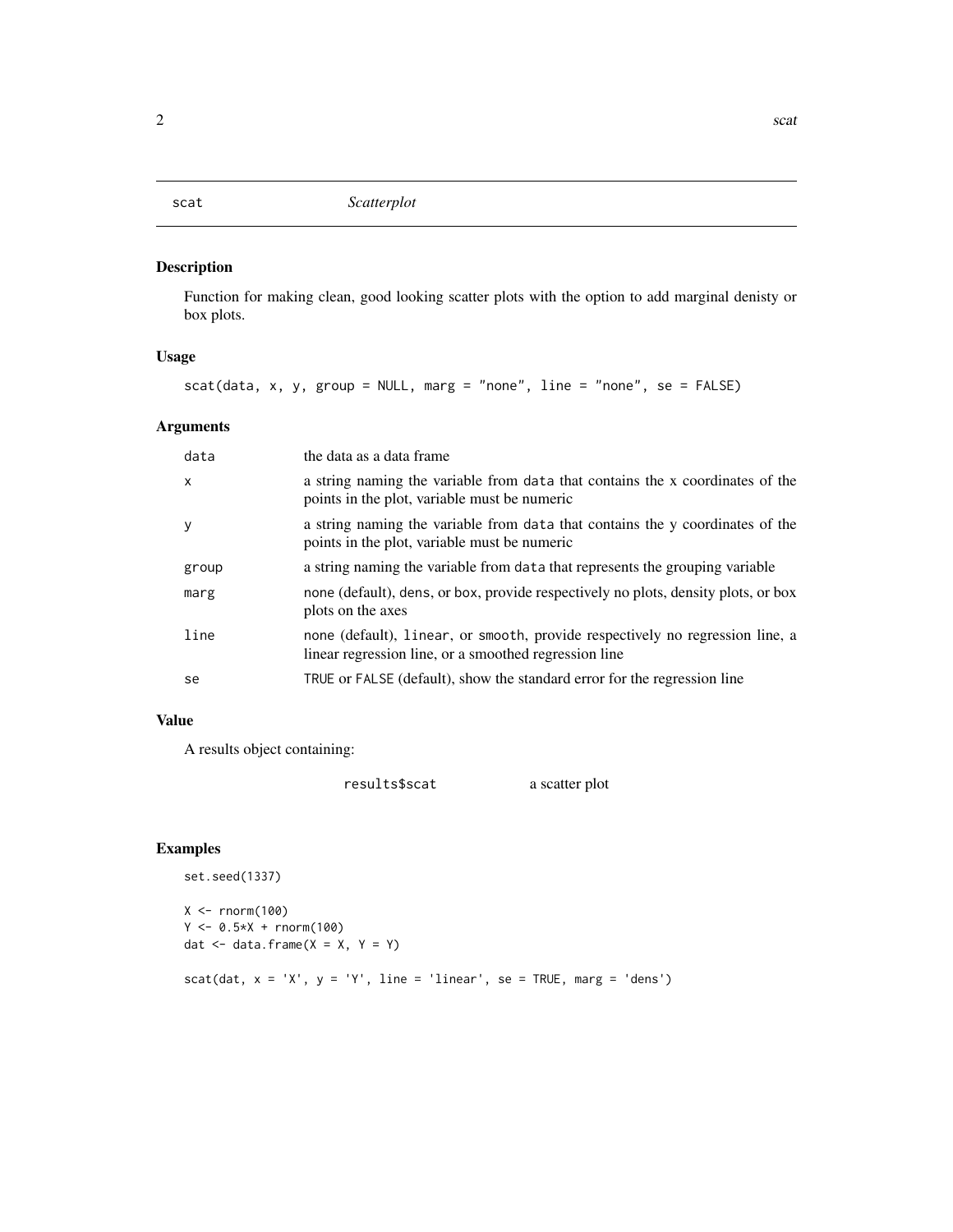## scat — *Scatterplot*

### Description

Function for making clean, good looking scatter plots with the option to add marginal denisty or box plots.

### Usage

```
scat(data, x, y, group = NULL, marg = "none", line = "none", se = FALSE)
```

### Arguments

| | |
|---|---|
| `data` | the data as a data frame |
| `x` | a string naming the variable from `data` that contains the x coordinates of the points in the plot, variable must be numeric |
| `y` | a string naming the variable from `data` that contains the y coordinates of the points in the plot, variable must be numeric |
| `group` | a string naming the variable from `data` that represents the grouping variable |
| `marg` | `none` (default), `dens`, or `box`, provide respectively no plots, density plots, or box plots on the axes |
| `line` | `none` (default), `linear`, or `smooth`, provide respectively no regression line, a linear regression line, or a smoothed regression line |
| `se` | `TRUE` or `FALSE` (default), show the standard error for the regression line |

### Value

A results object containing:

| | |
|---|---|
| `results$scat` | a scatter plot |

### Examples

```
set.seed(1337)

X <- rnorm(100)
Y <- 0.5*X + rnorm(100)
dat <- data.frame(X = X, Y = Y)

scat(dat, x = 'X', y = 'Y', line = 'linear', se = TRUE, marg = 'dens')
```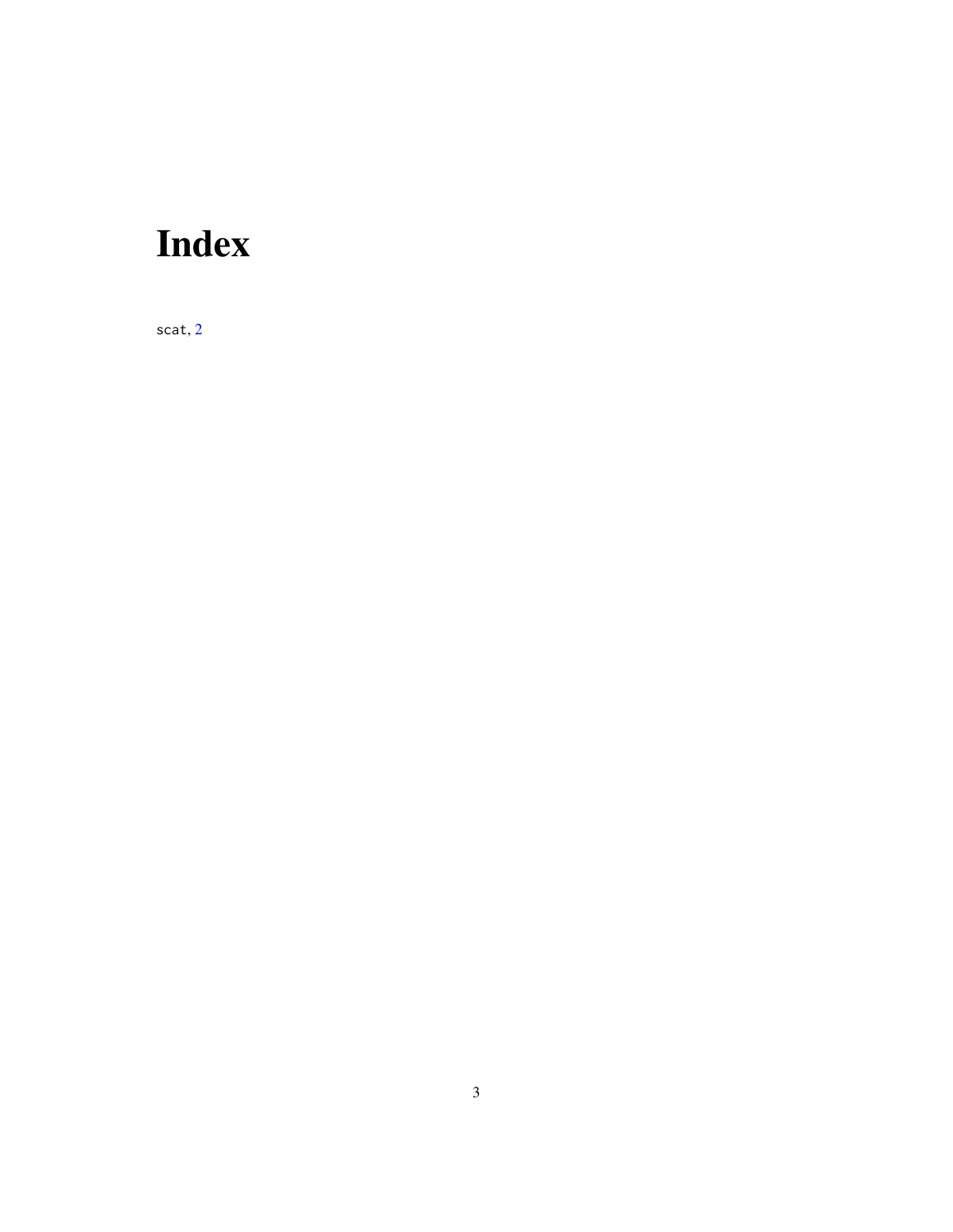# Index

scat, 2